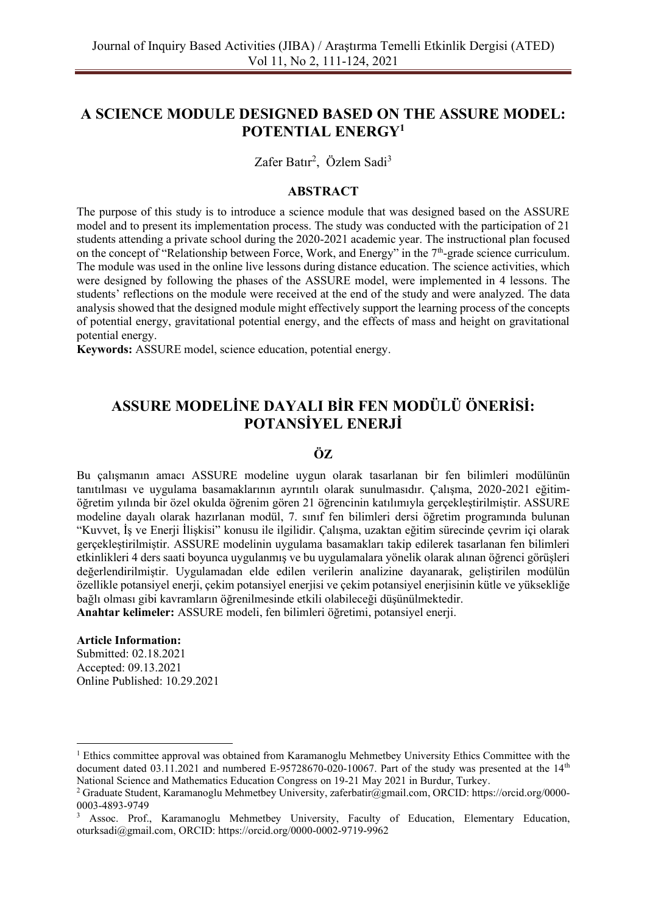# A SCIENCE MODULE DESIGNED BASED ON THE ASSURE MODEL: POTENTIAL ENERGY[1]

Zafer Batır[2], Özlem Sadi[3]

## ABSTRACT

The purpose of this study is to introduce a science module that was designed based on the ASSURE model and to present its implementation process. The study was conducted with the participation of 21 students attending a private school during the 2020-2021 academic year. The instructional plan focused on the concept of "Relationship between Force, Work, and Energy" in the 7th-grade science curriculum. The module was used in the online live lessons during distance education. The science activities, which were designed by following the phases of the ASSURE model, were implemented in 4 lessons. The students' reflections on the module were received at the end of the study and were analyzed. The data analysis showed that the designed module might effectively support the learning process of the concepts of potential energy, gravitational potential energy, and the effects of mass and height on gravitational potential energy.

**Keywords:** ASSURE model, science education, potential energy.

# ASSURE MODELİNE DAYALI BİR FEN MODÜLÜ ÖNERİSİ: POTANSİYEL ENERJİ

## ÖZ

Bu çalışmanın amacı ASSURE modeline uygun olarak tasarlanan bir fen bilimleri modülünün tanıtılması ve uygulama basamaklarının ayrıntılı olarak sunulmasıdır. Çalışma, 2020-2021 eğitim-öğretim yılında bir özel okulda öğrenim gören 21 öğrencinin katılımıyla gerçekleştirilmiştir. ASSURE modeline dayalı olarak hazırlanan modül, 7. sınıf fen bilimleri dersi öğretim programında bulunan "Kuvvet, İş ve Enerji İlişkisi" konusu ile ilgilidir. Çalışma, uzaktan eğitim sürecinde çevrim içi olarak gerçekleştirilmiştir. ASSURE modelinin uygulama basamakları takip edilerek tasarlanan fen bilimleri etkinlikleri 4 ders saati boyunca uygulanmış ve bu uygulamalara yönelik olarak alınan öğrenci görüşleri değerlendirilmiştir. Uygulamadan elde edilen verilerin analizine dayanarak, geliştirilen modülün özellikle potansiyel enerji, çekim potansiyel enerjisi ve çekim potansiyel enerjisinin kütle ve yüksekliğe bağlı olması gibi kavramların öğrenilmesinde etkili olabileceği düşünülmektedir.

**Anahtar kelimeler:** ASSURE modeli, fen bilimleri öğretimi, potansiyel enerji.

**Article Information:**
Submitted: 02.18.2021
Accepted: 09.13.2021
Online Published: 10.29.2021

---

[1] Ethics committee approval was obtained from Karamanoglu Mehmetbey University Ethics Committee with the document dated 03.11.2021 and numbered E-95728670-020-10067. Part of the study was presented at the 14th National Science and Mathematics Education Congress on 19-21 May 2021 in Burdur, Turkey.

[2] Graduate Student, Karamanoglu Mehmetbey University, zaferbatir@gmail.com, ORCID: https://orcid.org/0000-0003-4893-9749

[3] Assoc. Prof., Karamanoglu Mehmetbey University, Faculty of Education, Elementary Education, oturksadi@gmail.com, ORCID: https://orcid.org/0000-0002-9719-9962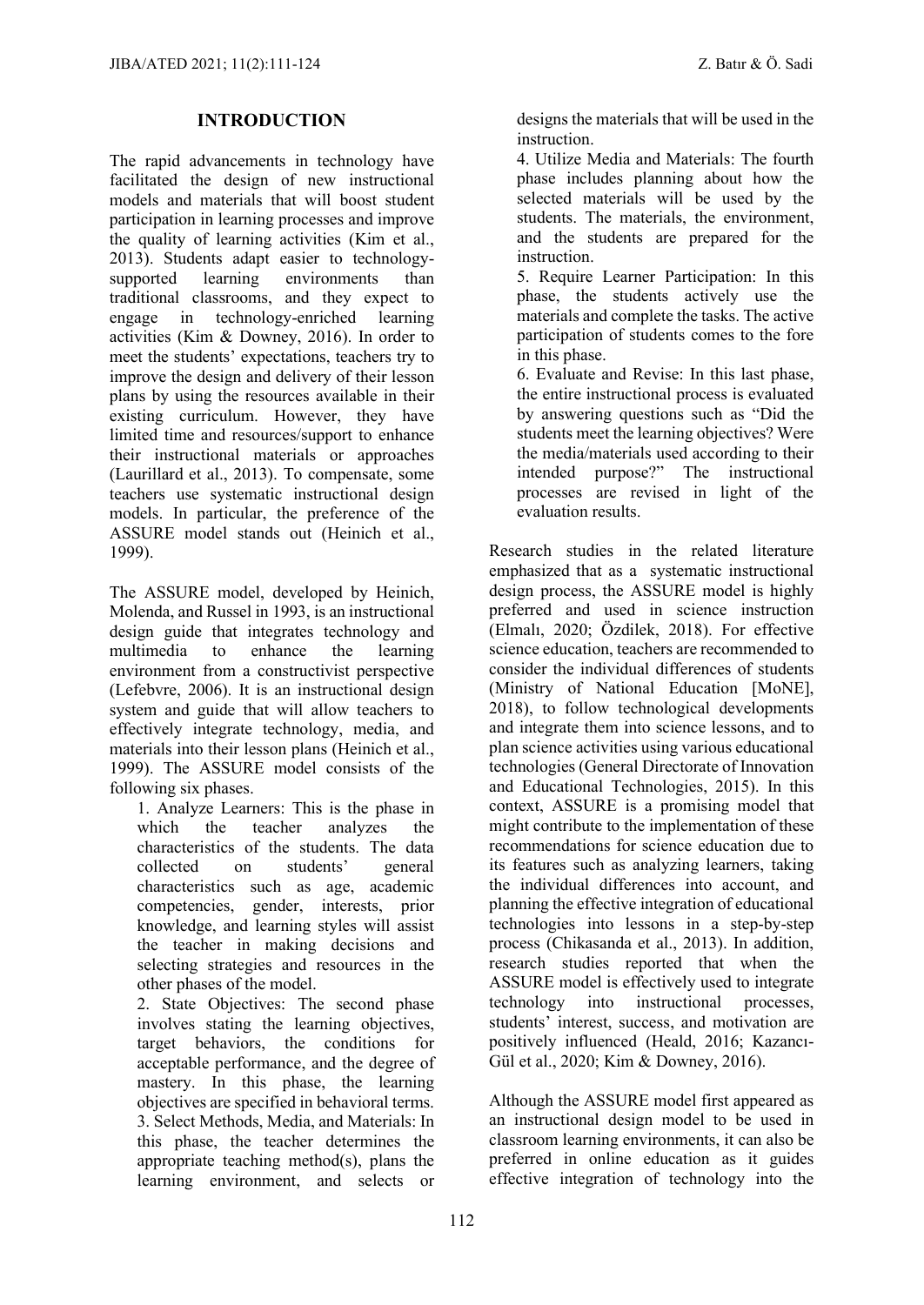## INTRODUCTION

The rapid advancements in technology have facilitated the design of new instructional models and materials that will boost student participation in learning processes and improve the quality of learning activities (Kim et al., 2013). Students adapt easier to technology-supported learning environments than traditional classrooms, and they expect to engage in technology-enriched learning activities (Kim & Downey, 2016). In order to meet the students' expectations, teachers try to improve the design and delivery of their lesson plans by using the resources available in their existing curriculum. However, they have limited time and resources/support to enhance their instructional materials or approaches (Laurillard et al., 2013). To compensate, some teachers use systematic instructional design models. In particular, the preference of the ASSURE model stands out (Heinich et al., 1999).

The ASSURE model, developed by Heinich, Molenda, and Russel in 1993, is an instructional design guide that integrates technology and multimedia to enhance the learning environment from a constructivist perspective (Lefebvre, 2006). It is an instructional design system and guide that will allow teachers to effectively integrate technology, media, and materials into their lesson plans (Heinich et al., 1999). The ASSURE model consists of the following six phases.

1. Analyze Learners: This is the phase in which the teacher analyzes the characteristics of the students. The data collected on students' general characteristics such as age, academic competencies, gender, interests, prior knowledge, and learning styles will assist the teacher in making decisions and selecting strategies and resources in the other phases of the model.
2. State Objectives: The second phase involves stating the learning objectives, target behaviors, the conditions for acceptable performance, and the degree of mastery. In this phase, the learning objectives are specified in behavioral terms.
3. Select Methods, Media, and Materials: In this phase, the teacher determines the appropriate teaching method(s), plans the learning environment, and selects or designs the materials that will be used in the instruction.
4. Utilize Media and Materials: The fourth phase includes planning about how the selected materials will be used by the students. The materials, the environment, and the students are prepared for the instruction.
5. Require Learner Participation: In this phase, the students actively use the materials and complete the tasks. The active participation of students comes to the fore in this phase.
6. Evaluate and Revise: In this last phase, the entire instructional process is evaluated by answering questions such as "Did the students meet the learning objectives? Were the media/materials used according to their intended purpose?" The instructional processes are revised in light of the evaluation results.

Research studies in the related literature emphasized that as a systematic instructional design process, the ASSURE model is highly preferred and used in science instruction (Elmalı, 2020; Özdilek, 2018). For effective science education, teachers are recommended to consider the individual differences of students (Ministry of National Education [MoNE], 2018), to follow technological developments and integrate them into science lessons, and to plan science activities using various educational technologies (General Directorate of Innovation and Educational Technologies, 2015). In this context, ASSURE is a promising model that might contribute to the implementation of these recommendations for science education due to its features such as analyzing learners, taking the individual differences into account, and planning the effective integration of educational technologies into lessons in a step-by-step process (Chikasanda et al., 2013). In addition, research studies reported that when the ASSURE model is effectively used to integrate technology into instructional processes, students' interest, success, and motivation are positively influenced (Heald, 2016; Kazancı-Gül et al., 2020; Kim & Downey, 2016).

Although the ASSURE model first appeared as an instructional design model to be used in classroom learning environments, it can also be preferred in online education as it guides effective integration of technology into the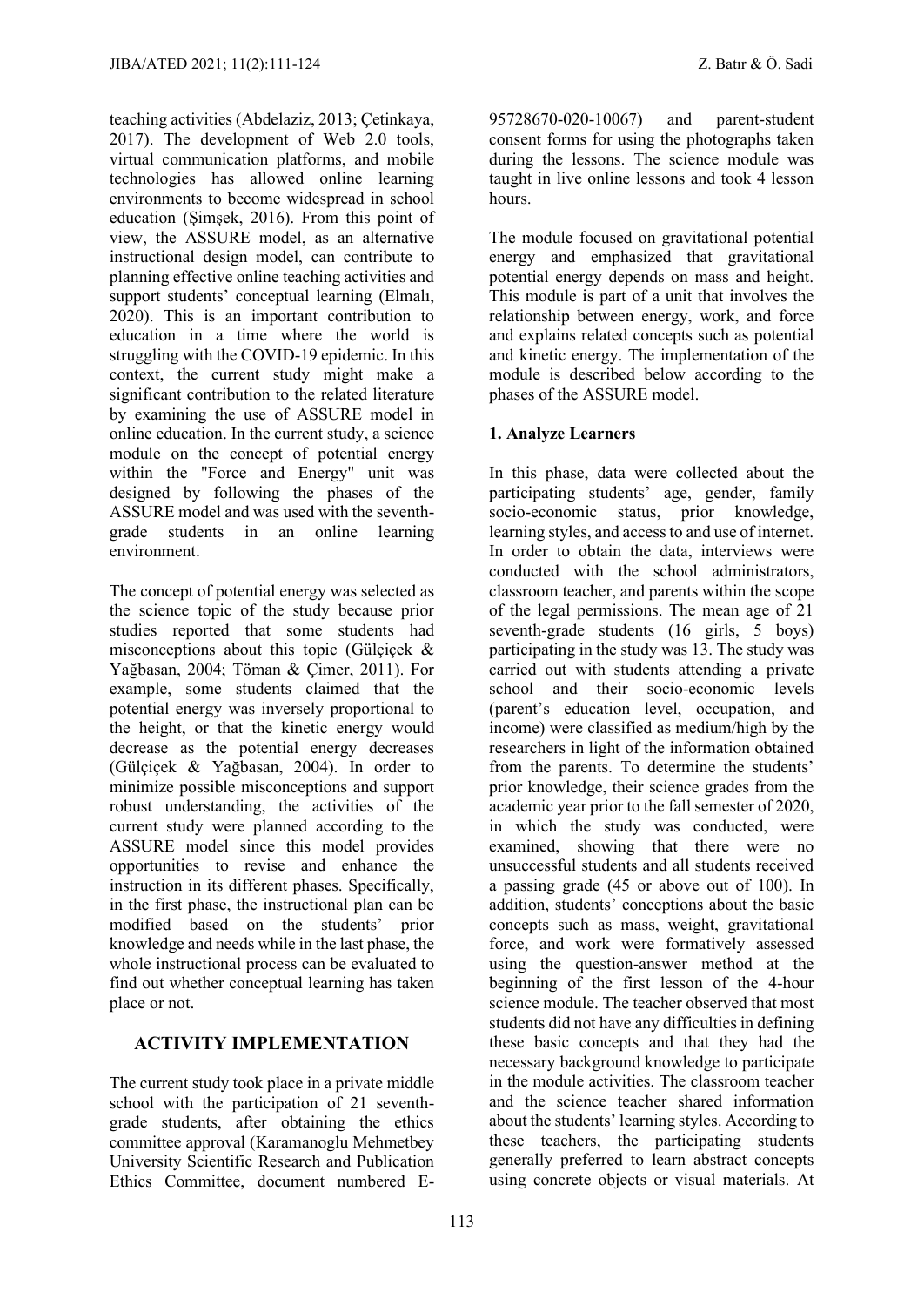teaching activities (Abdelaziz, 2013; Çetinkaya, 2017). The development of Web 2.0 tools, virtual communication platforms, and mobile technologies has allowed online learning environments to become widespread in school education (Şimşek, 2016). From this point of view, the ASSURE model, as an alternative instructional design model, can contribute to planning effective online teaching activities and support students' conceptual learning (Elmalı, 2020). This is an important contribution to education in a time where the world is struggling with the COVID-19 epidemic. In this context, the current study might make a significant contribution to the related literature by examining the use of ASSURE model in online education. In the current study, a science module on the concept of potential energy within the "Force and Energy" unit was designed by following the phases of the ASSURE model and was used with the seventh-grade students in an online learning environment.

The concept of potential energy was selected as the science topic of the study because prior studies reported that some students had misconceptions about this topic (Gülçiçek & Yağbasan, 2004; Töman & Çimer, 2011). For example, some students claimed that the potential energy was inversely proportional to the height, or that the kinetic energy would decrease as the potential energy decreases (Gülçiçek & Yağbasan, 2004). In order to minimize possible misconceptions and support robust understanding, the activities of the current study were planned according to the ASSURE model since this model provides opportunities to revise and enhance the instruction in its different phases. Specifically, in the first phase, the instructional plan can be modified based on the students' prior knowledge and needs while in the last phase, the whole instructional process can be evaluated to find out whether conceptual learning has taken place or not.

## ACTIVITY IMPLEMENTATION

The current study took place in a private middle school with the participation of 21 seventh-grade students, after obtaining the ethics committee approval (Karamanoglu Mehmetbey University Scientific Research and Publication Ethics Committee, document numbered E-95728670-020-10067) and parent-student consent forms for using the photographs taken during the lessons. The science module was taught in live online lessons and took 4 lesson hours.

The module focused on gravitational potential energy and emphasized that gravitational potential energy depends on mass and height. This module is part of a unit that involves the relationship between energy, work, and force and explains related concepts such as potential and kinetic energy. The implementation of the module is described below according to the phases of the ASSURE model.

### 1. Analyze Learners

In this phase, data were collected about the participating students' age, gender, family socio-economic status, prior knowledge, learning styles, and access to and use of internet. In order to obtain the data, interviews were conducted with the school administrators, classroom teacher, and parents within the scope of the legal permissions. The mean age of 21 seventh-grade students (16 girls, 5 boys) participating in the study was 13. The study was carried out with students attending a private school and their socio-economic levels (parent's education level, occupation, and income) were classified as medium/high by the researchers in light of the information obtained from the parents. To determine the students' prior knowledge, their science grades from the academic year prior to the fall semester of 2020, in which the study was conducted, were examined, showing that there were no unsuccessful students and all students received a passing grade (45 or above out of 100). In addition, students' conceptions about the basic concepts such as mass, weight, gravitational force, and work were formatively assessed using the question-answer method at the beginning of the first lesson of the 4-hour science module. The teacher observed that most students did not have any difficulties in defining these basic concepts and that they had the necessary background knowledge to participate in the module activities. The classroom teacher and the science teacher shared information about the students' learning styles. According to these teachers, the participating students generally preferred to learn abstract concepts using concrete objects or visual materials. At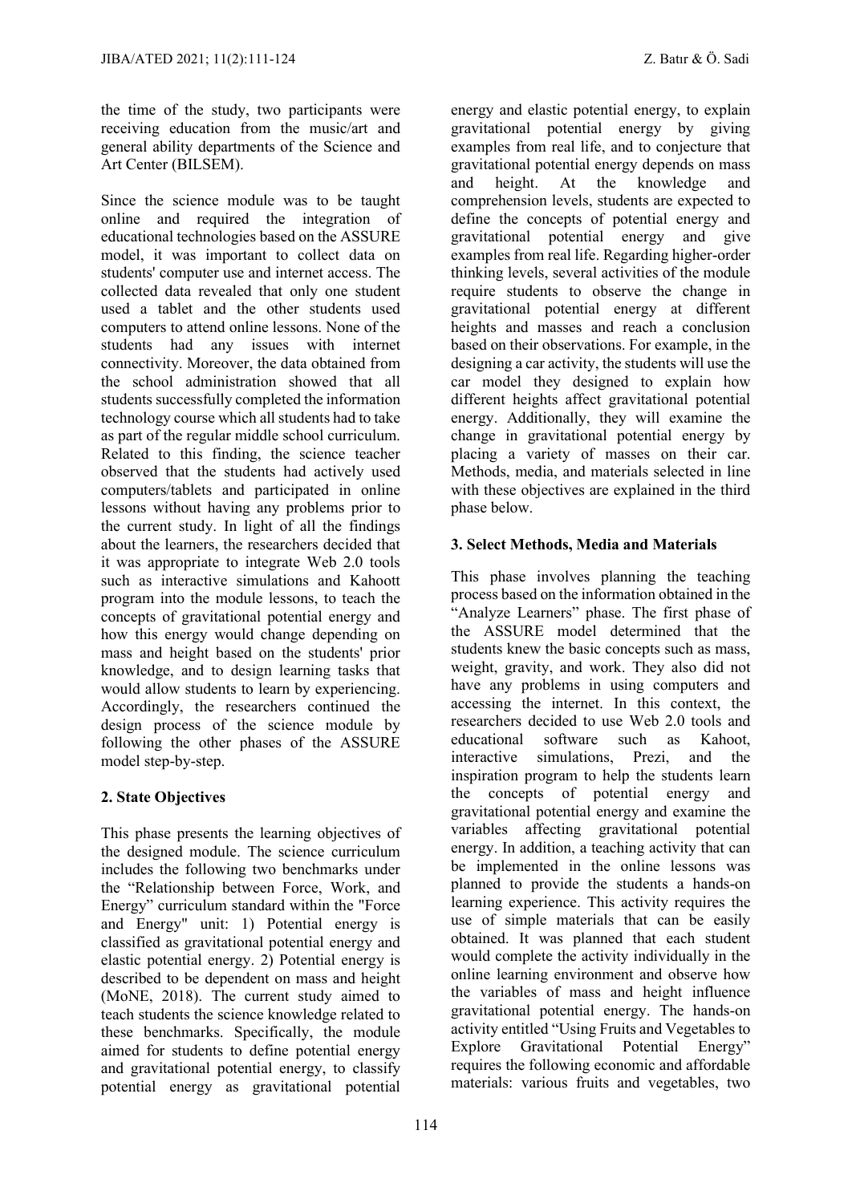the time of the study, two participants were receiving education from the music/art and general ability departments of the Science and Art Center (BILSEM).

Since the science module was to be taught online and required the integration of educational technologies based on the ASSURE model, it was important to collect data on students' computer use and internet access. The collected data revealed that only one student used a tablet and the other students used computers to attend online lessons. None of the students had any issues with internet connectivity. Moreover, the data obtained from the school administration showed that all students successfully completed the information technology course which all students had to take as part of the regular middle school curriculum. Related to this finding, the science teacher observed that the students had actively used computers/tablets and participated in online lessons without having any problems prior to the current study. In light of all the findings about the learners, the researchers decided that it was appropriate to integrate Web 2.0 tools such as interactive simulations and Kahoott program into the module lessons, to teach the concepts of gravitational potential energy and how this energy would change depending on mass and height based on the students' prior knowledge, and to design learning tasks that would allow students to learn by experiencing. Accordingly, the researchers continued the design process of the science module by following the other phases of the ASSURE model step-by-step.

## 2. State Objectives

This phase presents the learning objectives of the designed module. The science curriculum includes the following two benchmarks under the "Relationship between Force, Work, and Energy" curriculum standard within the "Force and Energy" unit: 1) Potential energy is classified as gravitational potential energy and elastic potential energy. 2) Potential energy is described to be dependent on mass and height (MoNE, 2018). The current study aimed to teach students the science knowledge related to these benchmarks. Specifically, the module aimed for students to define potential energy and gravitational potential energy, to classify potential energy as gravitational potential energy and elastic potential energy, to explain gravitational potential energy by giving examples from real life, and to conjecture that gravitational potential energy depends on mass and height. At the knowledge and comprehension levels, students are expected to define the concepts of potential energy and gravitational potential energy and give examples from real life. Regarding higher-order thinking levels, several activities of the module require students to observe the change in gravitational potential energy at different heights and masses and reach a conclusion based on their observations. For example, in the designing a car activity, the students will use the car model they designed to explain how different heights affect gravitational potential energy. Additionally, they will examine the change in gravitational potential energy by placing a variety of masses on their car. Methods, media, and materials selected in line with these objectives are explained in the third phase below.

## 3. Select Methods, Media and Materials

This phase involves planning the teaching process based on the information obtained in the "Analyze Learners" phase. The first phase of the ASSURE model determined that the students knew the basic concepts such as mass, weight, gravity, and work. They also did not have any problems in using computers and accessing the internet. In this context, the researchers decided to use Web 2.0 tools and educational software such as Kahoot, interactive simulations, Prezi, and the inspiration program to help the students learn the concepts of potential energy and gravitational potential energy and examine the variables affecting gravitational potential energy. In addition, a teaching activity that can be implemented in the online lessons was planned to provide the students a hands-on learning experience. This activity requires the use of simple materials that can be easily obtained. It was planned that each student would complete the activity individually in the online learning environment and observe how the variables of mass and height influence gravitational potential energy. The hands-on activity entitled "Using Fruits and Vegetables to Explore Gravitational Potential Energy" requires the following economic and affordable materials: various fruits and vegetables, two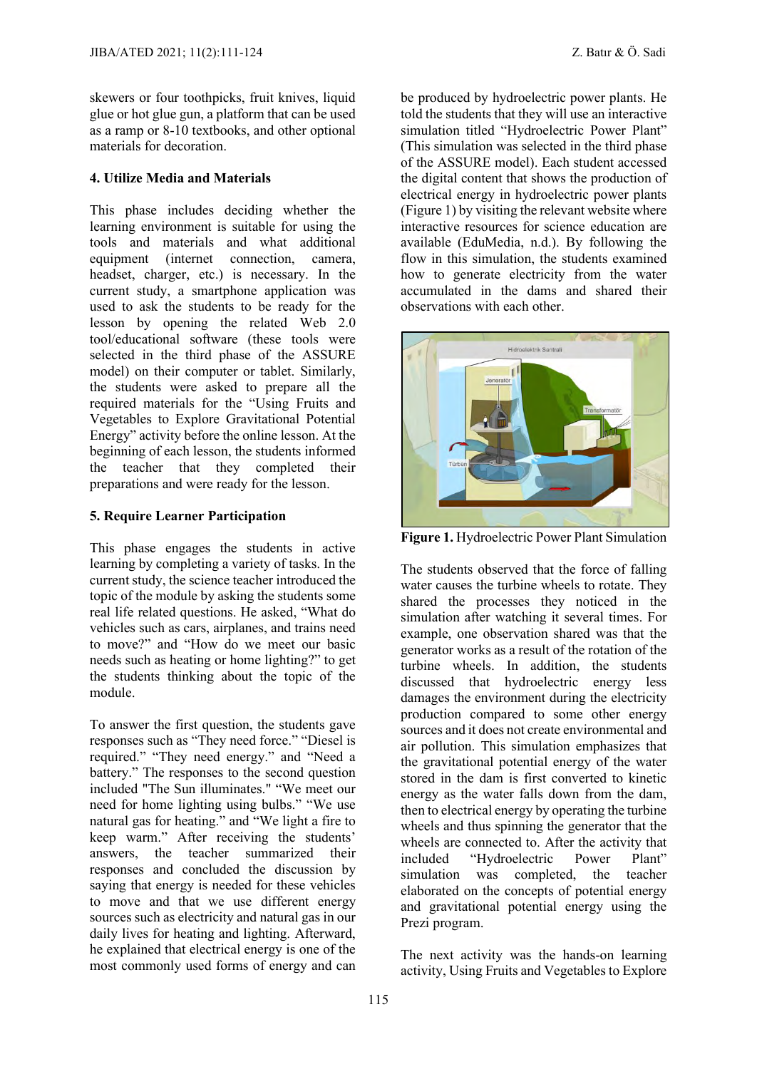skewers or four toothpicks, fruit knives, liquid glue or hot glue gun, a platform that can be used as a ramp or 8-10 textbooks, and other optional materials for decoration.

**4. Utilize Media and Materials**

This phase includes deciding whether the learning environment is suitable for using the tools and materials and what additional equipment (internet connection, camera, headset, charger, etc.) is necessary. In the current study, a smartphone application was used to ask the students to be ready for the lesson by opening the related Web 2.0 tool/educational software (these tools were selected in the third phase of the ASSURE model) on their computer or tablet. Similarly, the students were asked to prepare all the required materials for the "Using Fruits and Vegetables to Explore Gravitational Potential Energy" activity before the online lesson. At the beginning of each lesson, the students informed the teacher that they completed their preparations and were ready for the lesson.

**5. Require Learner Participation**

This phase engages the students in active learning by completing a variety of tasks. In the current study, the science teacher introduced the topic of the module by asking the students some real life related questions. He asked, "What do vehicles such as cars, airplanes, and trains need to move?" and "How do we meet our basic needs such as heating or home lighting?" to get the students thinking about the topic of the module.

To answer the first question, the students gave responses such as "They need force." "Diesel is required." "They need energy." and "Need a battery." The responses to the second question included "The Sun illuminates." "We meet our need for home lighting using bulbs." "We use natural gas for heating." and "We light a fire to keep warm." After receiving the students' answers, the teacher summarized their responses and concluded the discussion by saying that energy is needed for these vehicles to move and that we use different energy sources such as electricity and natural gas in our daily lives for heating and lighting. Afterward, he explained that electrical energy is one of the most commonly used forms of energy and can be produced by hydroelectric power plants. He told the students that they will use an interactive simulation titled "Hydroelectric Power Plant" (This simulation was selected in the third phase of the ASSURE model). Each student accessed the digital content that shows the production of electrical energy in hydroelectric power plants (Figure 1) by visiting the relevant website where interactive resources for science education are available (EduMedia, n.d.). By following the flow in this simulation, the students examined how to generate electricity from the water accumulated in the dams and shared their observations with each other.

**Figure 1.** Hydroelectric Power Plant Simulation

The students observed that the force of falling water causes the turbine wheels to rotate. They shared the processes they noticed in the simulation after watching it several times. For example, one observation shared was that the generator works as a result of the rotation of the turbine wheels. In addition, the students discussed that hydroelectric energy less damages the environment during the electricity production compared to some other energy sources and it does not create environmental and air pollution. This simulation emphasizes that the gravitational potential energy of the water stored in the dam is first converted to kinetic energy as the water falls down from the dam, then to electrical energy by operating the turbine wheels and thus spinning the generator that the wheels are connected to. After the activity that included "Hydroelectric Power Plant" simulation was completed, the teacher elaborated on the concepts of potential energy and gravitational potential energy using the Prezi program.

The next activity was the hands-on learning activity, Using Fruits and Vegetables to Explore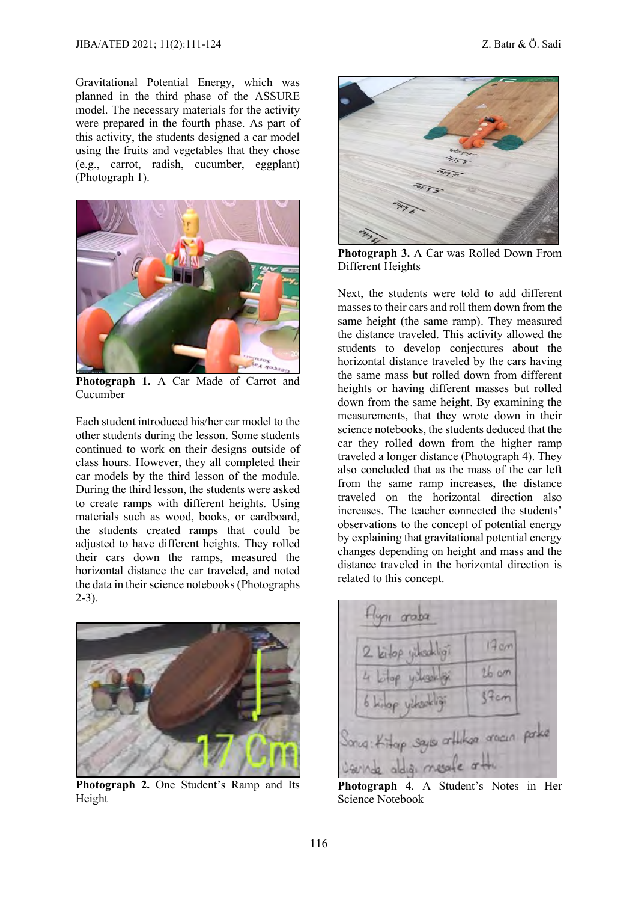Gravitational Potential Energy, which was planned in the third phase of the ASSURE model. The necessary materials for the activity were prepared in the fourth phase. As part of this activity, the students designed a car model using the fruits and vegetables that they chose (e.g., carrot, radish, cucumber, eggplant) (Photograph 1).

**Photograph 1.** A Car Made of Carrot and Cucumber

Each student introduced his/her car model to the other students during the lesson. Some students continued to work on their designs outside of class hours. However, they all completed their car models by the third lesson of the module. During the third lesson, the students were asked to create ramps with different heights. Using materials such as wood, books, or cardboard, the students created ramps that could be adjusted to have different heights. They rolled their cars down the ramps, measured the horizontal distance the car traveled, and noted the data in their science notebooks (Photographs 2-3).

**Photograph 2.** One Student's Ramp and Its Height

**Photograph 3.** A Car was Rolled Down From Different Heights

Next, the students were told to add different masses to their cars and roll them down from the same height (the same ramp). They measured the distance traveled. This activity allowed the students to develop conjectures about the horizontal distance traveled by the cars having the same mass but rolled down from different heights or having different masses but rolled down from the same height. By examining the measurements, that they wrote down in their science notebooks, the students deduced that the car they rolled down from the higher ramp traveled a longer distance (Photograph 4). They also concluded that as the mass of the car left from the same ramp increases, the distance traveled on the horizontal direction also increases. The teacher connected the students' observations to the concept of potential energy by explaining that gravitational potential energy changes depending on height and mass and the distance traveled in the horizontal direction is related to this concept.

**Photograph 4**. A Student's Notes in Her Science Notebook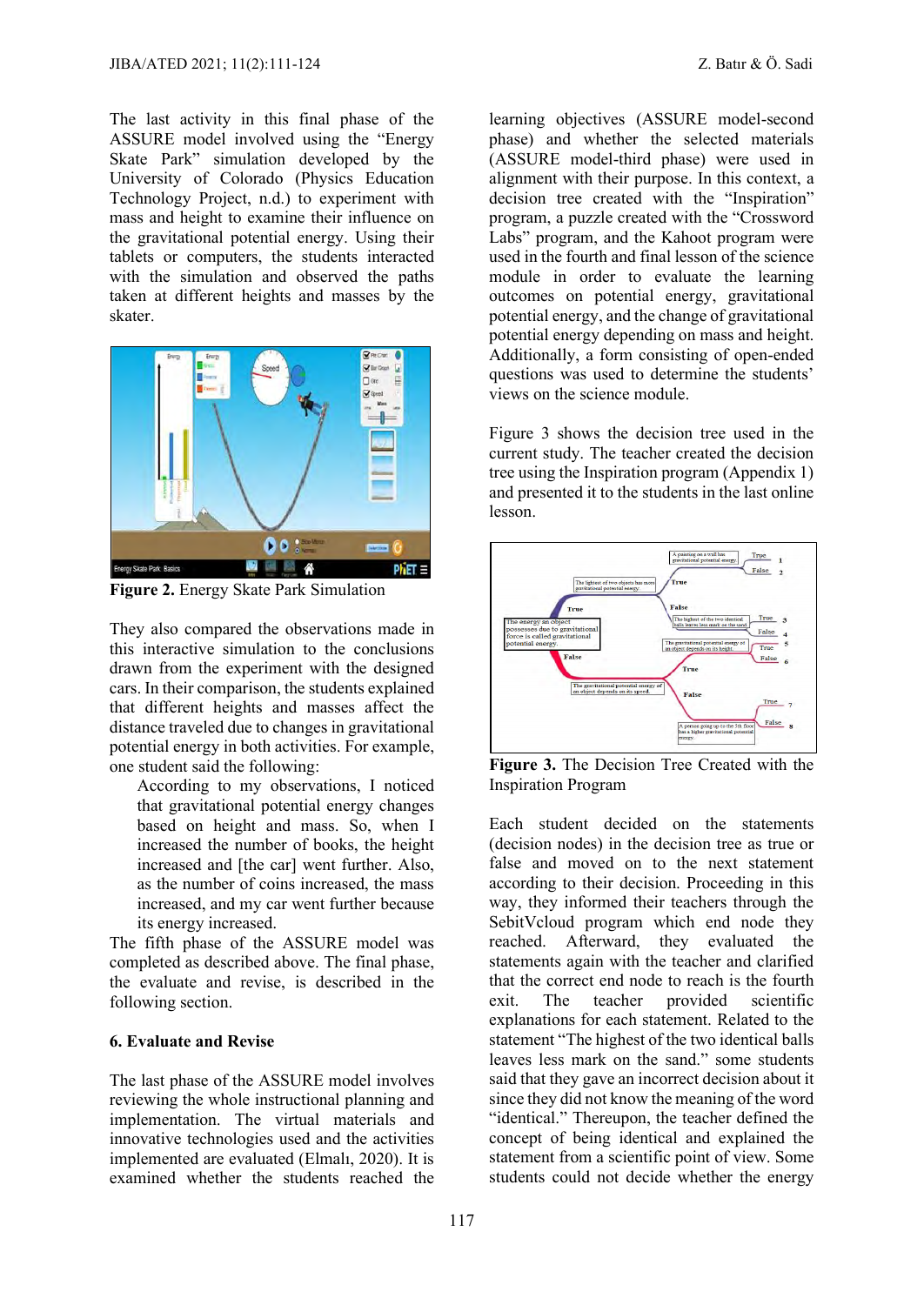The last activity in this final phase of the ASSURE model involved using the "Energy Skate Park" simulation developed by the University of Colorado (Physics Education Technology Project, n.d.) to experiment with mass and height to examine their influence on the gravitational potential energy. Using their tablets or computers, the students interacted with the simulation and observed the paths taken at different heights and masses by the skater.

**Figure 2.** Energy Skate Park Simulation

They also compared the observations made in this interactive simulation to the conclusions drawn from the experiment with the designed cars. In their comparison, the students explained that different heights and masses affect the distance traveled due to changes in gravitational potential energy in both activities. For example, one student said the following:

> According to my observations, I noticed that gravitational potential energy changes based on height and mass. So, when I increased the number of books, the height increased and [the car] went further. Also, as the number of coins increased, the mass increased, and my car went further because its energy increased.

The fifth phase of the ASSURE model was completed as described above. The final phase, the evaluate and revise, is described in the following section.

### 6. Evaluate and Revise

The last phase of the ASSURE model involves reviewing the whole instructional planning and implementation. The virtual materials and innovative technologies used and the activities implemented are evaluated (Elmalı, 2020). It is examined whether the students reached the learning objectives (ASSURE model-second phase) and whether the selected materials (ASSURE model-third phase) were used in alignment with their purpose. In this context, a decision tree created with the "Inspiration" program, a puzzle created with the "Crossword Labs" program, and the Kahoot program were used in the fourth and final lesson of the science module in order to evaluate the learning outcomes on potential energy, gravitational potential energy, and the change of gravitational potential energy depending on mass and height. Additionally, a form consisting of open-ended questions was used to determine the students' views on the science module.

Figure 3 shows the decision tree used in the current study. The teacher created the decision tree using the Inspiration program (Appendix 1) and presented it to the students in the last online lesson.

**Figure 3.** The Decision Tree Created with the Inspiration Program

Each student decided on the statements (decision nodes) in the decision tree as true or false and moved on to the next statement according to their decision. Proceeding in this way, they informed their teachers through the SebitVcloud program which end node they reached. Afterward, they evaluated the statements again with the teacher and clarified that the correct end node to reach is the fourth exit. The teacher provided scientific explanations for each statement. Related to the statement "The highest of the two identical balls leaves less mark on the sand." some students said that they gave an incorrect decision about it since they did not know the meaning of the word "identical." Thereupon, the teacher defined the concept of being identical and explained the statement from a scientific point of view. Some students could not decide whether the energy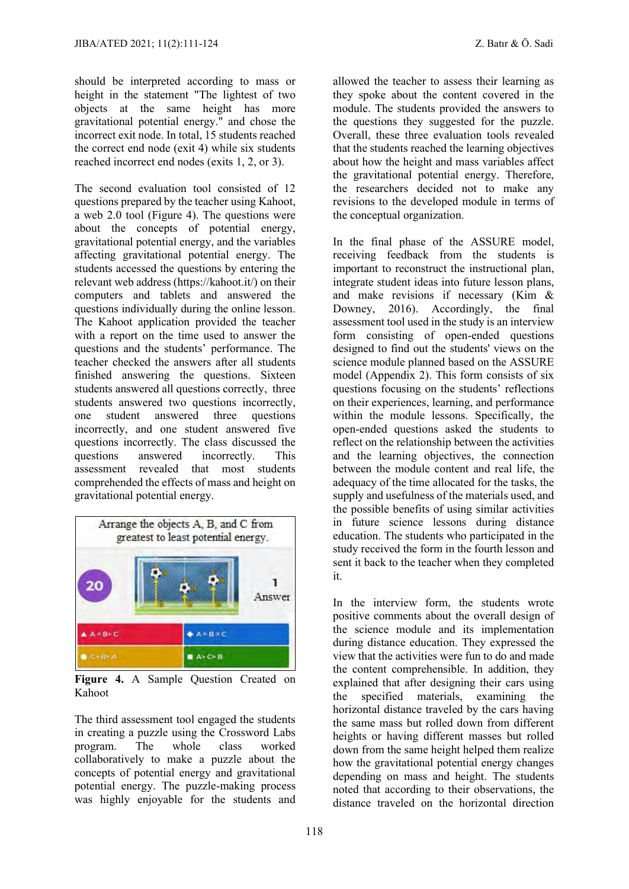should be interpreted according to mass or height in the statement "The lightest of two objects at the same height has more gravitational potential energy." and chose the incorrect exit node. In total, 15 students reached the correct end node (exit 4) while six students reached incorrect end nodes (exits 1, 2, or 3).

The second evaluation tool consisted of 12 questions prepared by the teacher using Kahoot, a web 2.0 tool (Figure 4). The questions were about the concepts of potential energy, gravitational potential energy, and the variables affecting gravitational potential energy. The students accessed the questions by entering the relevant web address (https://kahoot.it/) on their computers and tablets and answered the questions individually during the online lesson. The Kahoot application provided the teacher with a report on the time used to answer the questions and the students' performance. The teacher checked the answers after all students finished answering the questions. Sixteen students answered all questions correctly, three students answered two questions incorrectly, one student answered three questions incorrectly, and one student answered five questions incorrectly. The class discussed the questions answered incorrectly. This assessment revealed that most students comprehended the effects of mass and height on gravitational potential energy.

Arrange the objects A, B, and C from greatest to least potential energy.

20

1 Answer

▲ A = B > C | ◆ A = B = C | ● C > B > A | ■ A > C > B

**Figure 4.** A Sample Question Created on Kahoot

The third assessment tool engaged the students in creating a puzzle using the Crossword Labs program. The whole class worked collaboratively to make a puzzle about the concepts of potential energy and gravitational potential energy. The puzzle-making process was highly enjoyable for the students and allowed the teacher to assess their learning as they spoke about the content covered in the module. The students provided the answers to the questions they suggested for the puzzle. Overall, these three evaluation tools revealed that the students reached the learning objectives about how the height and mass variables affect the gravitational potential energy. Therefore, the researchers decided not to make any revisions to the developed module in terms of the conceptual organization.

In the final phase of the ASSURE model, receiving feedback from the students is important to reconstruct the instructional plan, integrate student ideas into future lesson plans, and make revisions if necessary (Kim & Downey, 2016). Accordingly, the final assessment tool used in the study is an interview form consisting of open-ended questions designed to find out the students' views on the science module planned based on the ASSURE model (Appendix 2). This form consists of six questions focusing on the students' reflections on their experiences, learning, and performance within the module lessons. Specifically, the open-ended questions asked the students to reflect on the relationship between the activities and the learning objectives, the connection between the module content and real life, the adequacy of the time allocated for the tasks, the supply and usefulness of the materials used, and the possible benefits of using similar activities in future science lessons during distance education. The students who participated in the study received the form in the fourth lesson and sent it back to the teacher when they completed it.

In the interview form, the students wrote positive comments about the overall design of the science module and its implementation during distance education. They expressed the view that the activities were fun to do and made the content comprehensible. In addition, they explained that after designing their cars using the specified materials, examining the horizontal distance traveled by the cars having the same mass but rolled down from different heights or having different masses but rolled down from the same height helped them realize how the gravitational potential energy changes depending on mass and height. The students noted that according to their observations, the distance traveled on the horizontal direction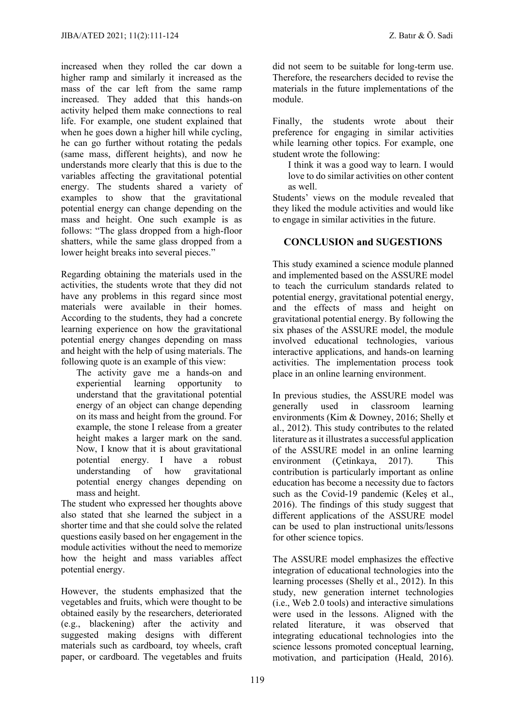increased when they rolled the car down a higher ramp and similarly it increased as the mass of the car left from the same ramp increased. They added that this hands-on activity helped them make connections to real life. For example, one student explained that when he goes down a higher hill while cycling, he can go further without rotating the pedals (same mass, different heights), and now he understands more clearly that this is due to the variables affecting the gravitational potential energy. The students shared a variety of examples to show that the gravitational potential energy can change depending on the mass and height. One such example is as follows: "The glass dropped from a high-floor shatters, while the same glass dropped from a lower height breaks into several pieces."

Regarding obtaining the materials used in the activities, the students wrote that they did not have any problems in this regard since most materials were available in their homes. According to the students, they had a concrete learning experience on how the gravitational potential energy changes depending on mass and height with the help of using materials. The following quote is an example of this view:

> The activity gave me a hands-on and experiential learning opportunity to understand that the gravitational potential energy of an object can change depending on its mass and height from the ground. For example, the stone I release from a greater height makes a larger mark on the sand. Now, I know that it is about gravitational potential energy. I have a robust understanding of how gravitational potential energy changes depending on mass and height.

The student who expressed her thoughts above also stated that she learned the subject in a shorter time and that she could solve the related questions easily based on her engagement in the module activities without the need to memorize how the height and mass variables affect potential energy.

However, the students emphasized that the vegetables and fruits, which were thought to be obtained easily by the researchers, deteriorated (e.g., blackening) after the activity and suggested making designs with different materials such as cardboard, toy wheels, craft paper, or cardboard. The vegetables and fruits did not seem to be suitable for long-term use. Therefore, the researchers decided to revise the materials in the future implementations of the module.

Finally, the students wrote about their preference for engaging in similar activities while learning other topics. For example, one student wrote the following:

> I think it was a good way to learn. I would love to do similar activities on other content as well.

Students' views on the module revealed that they liked the module activities and would like to engage in similar activities in the future.

## CONCLUSION and SUGESTIONS

This study examined a science module planned and implemented based on the ASSURE model to teach the curriculum standards related to potential energy, gravitational potential energy, and the effects of mass and height on gravitational potential energy. By following the six phases of the ASSURE model, the module involved educational technologies, various interactive applications, and hands-on learning activities. The implementation process took place in an online learning environment.

In previous studies, the ASSURE model was generally used in classroom learning environments (Kim & Downey, 2016; Shelly et al., 2012). This study contributes to the related literature as it illustrates a successful application of the ASSURE model in an online learning environment (Çetinkaya, 2017). This contribution is particularly important as online education has become a necessity due to factors such as the Covid-19 pandemic (Keleş et al., 2016). The findings of this study suggest that different applications of the ASSURE model can be used to plan instructional units/lessons for other science topics.

The ASSURE model emphasizes the effective integration of educational technologies into the learning processes (Shelly et al., 2012). In this study, new generation internet technologies (i.e., Web 2.0 tools) and interactive simulations were used in the lessons. Aligned with the related literature, it was observed that integrating educational technologies into the science lessons promoted conceptual learning, motivation, and participation (Heald, 2016).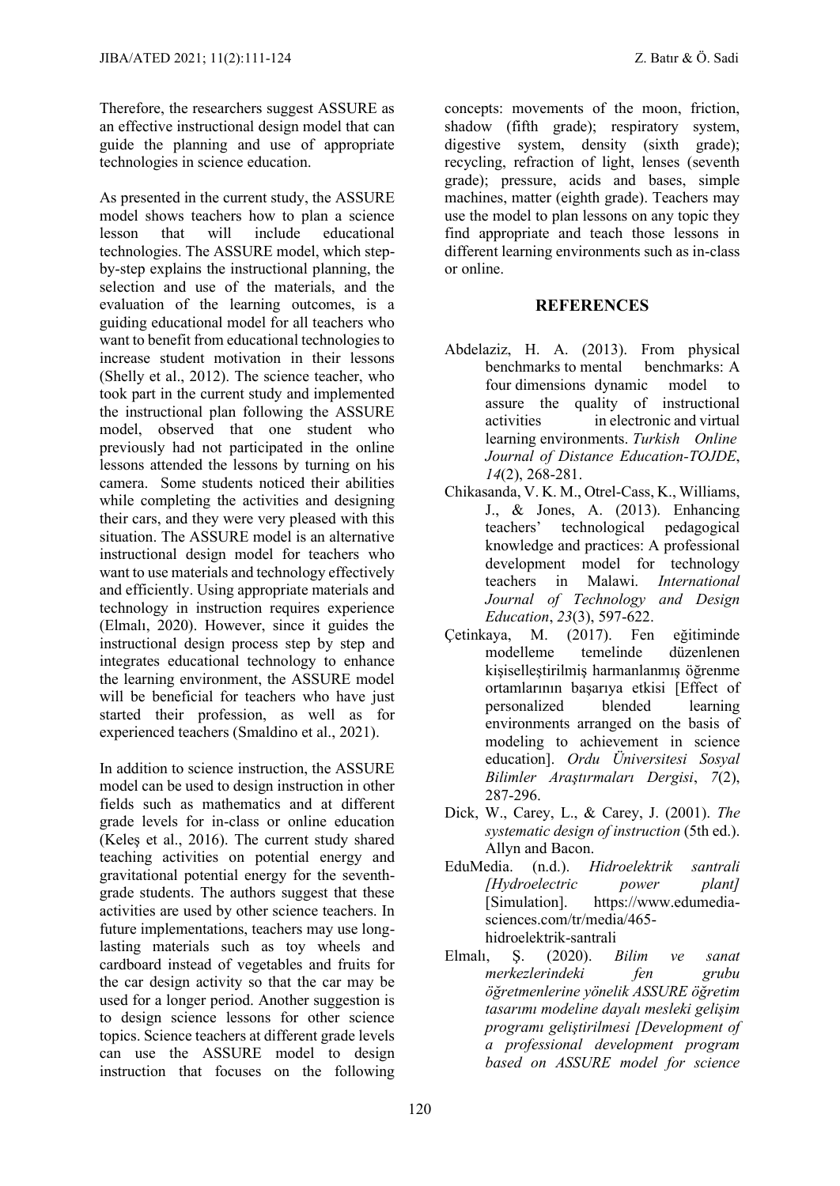Therefore, the researchers suggest ASSURE as an effective instructional design model that can guide the planning and use of appropriate technologies in science education.

As presented in the current study, the ASSURE model shows teachers how to plan a science lesson that will include educational technologies. The ASSURE model, which step-by-step explains the instructional planning, the selection and use of the materials, and the evaluation of the learning outcomes, is a guiding educational model for all teachers who want to benefit from educational technologies to increase student motivation in their lessons (Shelly et al., 2012). The science teacher, who took part in the current study and implemented the instructional plan following the ASSURE model, observed that one student who previously had not participated in the online lessons attended the lessons by turning on his camera. Some students noticed their abilities while completing the activities and designing their cars, and they were very pleased with this situation. The ASSURE instructional design model is an alternative instructional design model for teachers who want to use materials and technology effectively and efficiently. Using appropriate materials and technology in instruction requires experience (Elmalı, 2020). However, since it guides the instructional design process step by step and integrates educational technology to enhance the learning environment, the ASSURE model will be beneficial for teachers who have just started their profession, as well as for experienced teachers (Smaldino et al., 2021).

In addition to science instruction, the ASSURE model can be used to design instruction in other fields such as mathematics and at different grade levels for in-class or online education (Keleş et al., 2016). The current study shared teaching activities on potential energy and gravitational potential energy for the seventh-grade students. The authors suggest that these activities are used by other science teachers. In future implementations, teachers may use long-lasting materials such as toy wheels and cardboard instead of vegetables and fruits for the car design activity so that the car may be used for a longer period. Another suggestion is to design science lessons for other science topics. Science teachers at different grade levels can use the ASSURE model to design instruction that focuses on the following concepts: movements of the moon, friction, shadow (fifth grade); respiratory system, digestive system, density (sixth grade); recycling, refraction of light, lenses (seventh grade); pressure, acids and bases, simple machines, matter (eighth grade). Teachers may use the model to plan lessons on any topic they find appropriate and teach those lessons in different learning environments such as in-class or online.

## REFERENCES

Abdelaziz, H. A. (2013). From physical benchmarks to mental benchmarks: A four dimensions dynamic model to assure the quality of instructional activities in electronic and virtual learning environments. *Turkish Online Journal of Distance Education-TOJDE*, *14*(2), 268-281.

Chikasanda, V. K. M., Otrel-Cass, K., Williams, J., & Jones, A. (2013). Enhancing teachers' technological pedagogical knowledge and practices: A professional development model for technology teachers in Malawi. *International Journal of Technology and Design Education*, *23*(3), 597-622.

Çetinkaya, M. (2017). Fen eğitiminde modelleme temelinde düzenlenen kişiselleştirilmiş harmanlanmış öğrenme ortamlarının başarıya etkisi [Effect of personalized blended learning environments arranged on the basis of modeling to achievement in science education]. *Ordu Üniversitesi Sosyal Bilimler Araştırmaları Dergisi*, *7*(2), 287-296.

Dick, W., Carey, L., & Carey, J. (2001). *The systematic design of instruction* (5th ed.). Allyn and Bacon.

EduMedia. (n.d.). *Hidroelektrik santrali [Hydroelectric power plant]* [Simulation]. https://www.edumedia-sciences.com/tr/media/465-hidroelektrik-santrali

Elmalı, Ş. (2020). *Bilim ve sanat merkezlerindeki fen grubu öğretmenlerine yönelik ASSURE öğretim tasarımı modeline dayalı mesleki gelişim programı geliştirilmesi [Development of a professional development program based on ASSURE model for science*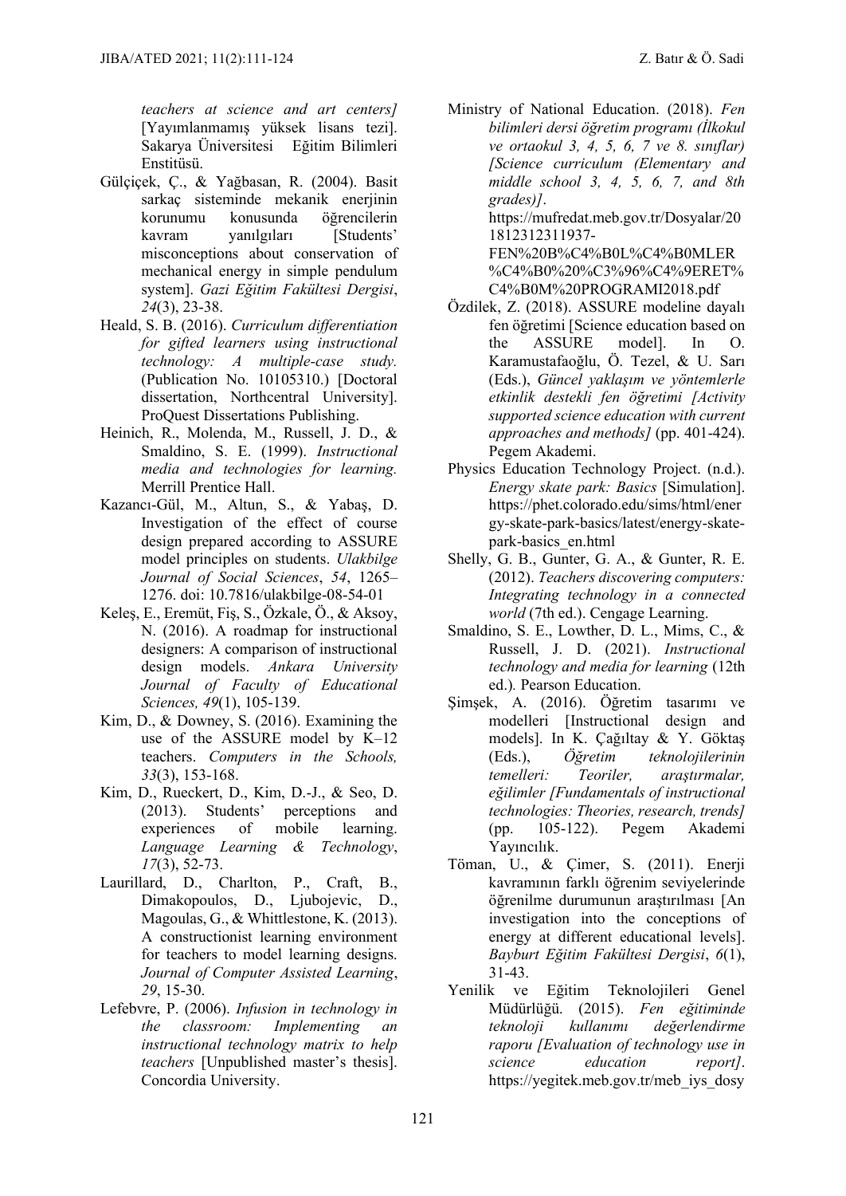*teachers at science and art centers]* [Yayımlanmamış yüksek lisans tezi]. Sakarya Üniversitesi Eğitim Bilimleri Enstitüsü.

Gülçiçek, Ç., & Yağbasan, R. (2004). Basit sarkaç sisteminde mekanik enerjinin korunumu konusunda öğrencilerin kavram yanılgıları [Students' misconceptions about conservation of mechanical energy in simple pendulum system]. *Gazi Eğitim Fakültesi Dergisi*, *24*(3), 23-38.

Heald, S. B. (2016). *Curriculum differentiation for gifted learners using instructional technology: A multiple-case study.* (Publication No. 10105310.) [Doctoral dissertation, Northcentral University]. ProQuest Dissertations Publishing.

Heinich, R., Molenda, M., Russell, J. D., & Smaldino, S. E. (1999). *Instructional media and technologies for learning.* Merrill Prentice Hall.

Kazancı-Gül, M., Altun, S., & Yabaş, D. Investigation of the effect of course design prepared according to ASSURE model principles on students. *Ulakbilge Journal of Social Sciences*, *54*, 1265–1276. doi: 10.7816/ulakbilge-08-54-01

Keleş, E., Eremüt, Fiş, S., Özkale, Ö., & Aksoy, N. (2016). A roadmap for instructional designers: A comparison of instructional design models. *Ankara University Journal of Faculty of Educational Sciences, 49*(1), 105-139.

Kim, D., & Downey, S. (2016). Examining the use of the ASSURE model by K–12 teachers. *Computers in the Schools, 33*(3), 153-168.

Kim, D., Rueckert, D., Kim, D.-J., & Seo, D. (2013). Students' perceptions and experiences of mobile learning. *Language Learning & Technology*, *17*(3), 52-73.

Laurillard, D., Charlton, P., Craft, B., Dimakopoulos, D., Ljubojevic, D., Magoulas, G., & Whittlestone, K. (2013). A constructionist learning environment for teachers to model learning designs. *Journal of Computer Assisted Learning*, *29*, 15-30.

Lefebvre, P. (2006). *Infusion in technology in the classroom: Implementing an instructional technology matrix to help teachers* [Unpublished master's thesis]. Concordia University.

Ministry of National Education. (2018). *Fen bilimleri dersi öğretim programı (İlkokul ve ortaokul 3, 4, 5, 6, 7 ve 8. sınıflar) [Science curriculum (Elementary and middle school 3, 4, 5, 6, 7, and 8th grades)]*. https://mufredat.meb.gov.tr/Dosyalar/201812312311937-FEN%20B%C4%B0L%C4%B0MLER%C4%B0%20%C3%96%C4%9ERET%C4%B0M%20PROGRAMI2018.pdf

Özdilek, Z. (2018). ASSURE modeline dayalı fen öğretimi [Science education based on the ASSURE model]. In O. Karamustafaoğlu, Ö. Tezel, & U. Sarı (Eds.), *Güncel yaklaşım ve yöntemlerle etkinlik destekli fen öğretimi [Activity supported science education with current approaches and methods]* (pp. 401-424). Pegem Akademi.

Physics Education Technology Project. (n.d.). *Energy skate park: Basics* [Simulation]. https://phet.colorado.edu/sims/html/energy-skate-park-basics/latest/energy-skate-park-basics_en.html

Shelly, G. B., Gunter, G. A., & Gunter, R. E. (2012). *Teachers discovering computers: Integrating technology in a connected world* (7th ed.). Cengage Learning.

Smaldino, S. E., Lowther, D. L., Mims, C., & Russell, J. D. (2021). *Instructional technology and media for learning* (12th ed.). Pearson Education.

Şimşek, A. (2016). Öğretim tasarımı ve modelleri [Instructional design and models]. In K. Çağıltay & Y. Göktaş (Eds.), *Öğretim teknolojilerinin temelleri: Teoriler, araştırmalar, eğilimler [Fundamentals of instructional technologies: Theories, research, trends]* (pp. 105-122). Pegem Akademi Yayıncılık.

Töman, U., & Çimer, S. (2011). Enerji kavramının farklı öğrenim seviyelerinde öğrenilme durumunun araştırılması [An investigation into the conceptions of energy at different educational levels]. *Bayburt Eğitim Fakültesi Dergisi*, *6*(1), 31-43.

Yenilik ve Eğitim Teknolojileri Genel Müdürlüğü. (2015). *Fen eğitiminde teknoloji kullanımı değerlendirme raporu [Evaluation of technology use in science education report]*. https://yegitek.meb.gov.tr/meb_iys_dosy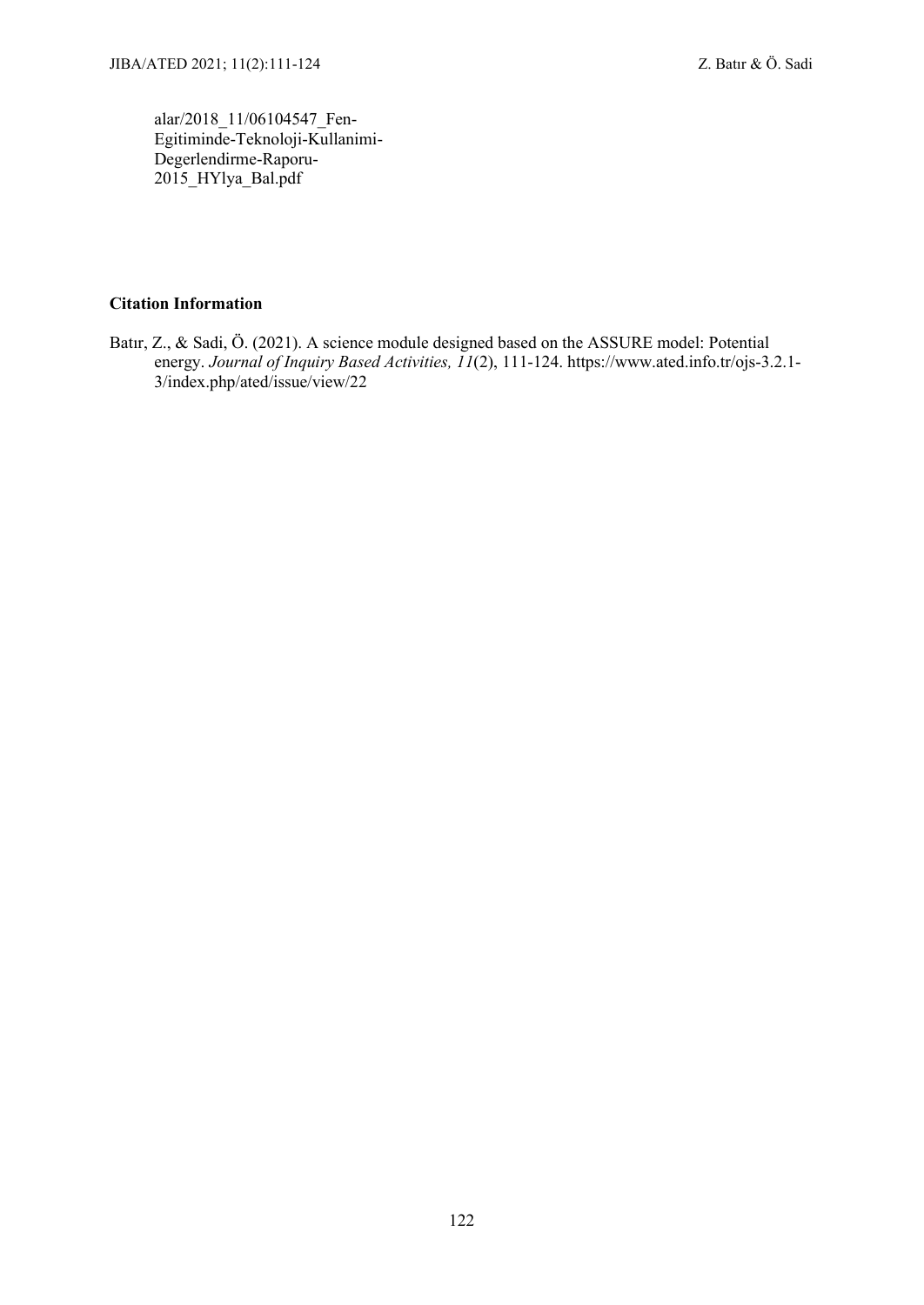alar/2018_11/06104547_Fen-Egitiminde-Teknoloji-Kullanimi-Degerlendirme-Raporu-2015_HYlya_Bal.pdf

**Citation Information**

Batır, Z., & Sadi, Ö. (2021). A science module designed based on the ASSURE model: Potential energy. *Journal of Inquiry Based Activities, 11*(2), 111-124. https://www.ated.info.tr/ojs-3.2.1-3/index.php/ated/issue/view/22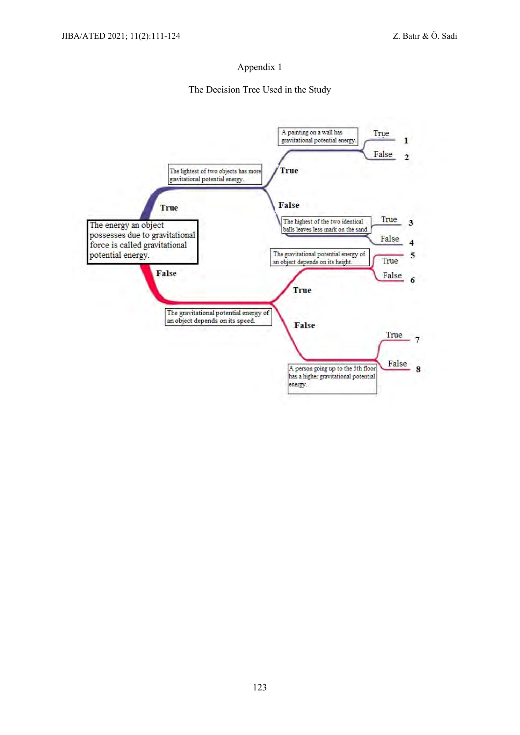Appendix 1

The Decision Tree Used in the Study

- **The energy an object possesses due to gravitational force is called gravitational potential energy.**
  - **True** → The lightest of two objects has more gravitational potential energy.
    - **True** → A painting on a wall has gravitational potential energy.
      - True → 1
      - False → 2
    - **False** → The highest of the two identical balls leaves less mark on the sand.
      - True → 3
      - False → 4
  - **False** → The gravitational potential energy of an object depends on its speed.
    - **True** → The gravitational potential energy of an object depends on its height.
      - True → 5
      - False → 6
    - **False** → A person going up to the 5th floor has a higher gravitational potential energy.
      - True → 7
      - False → 8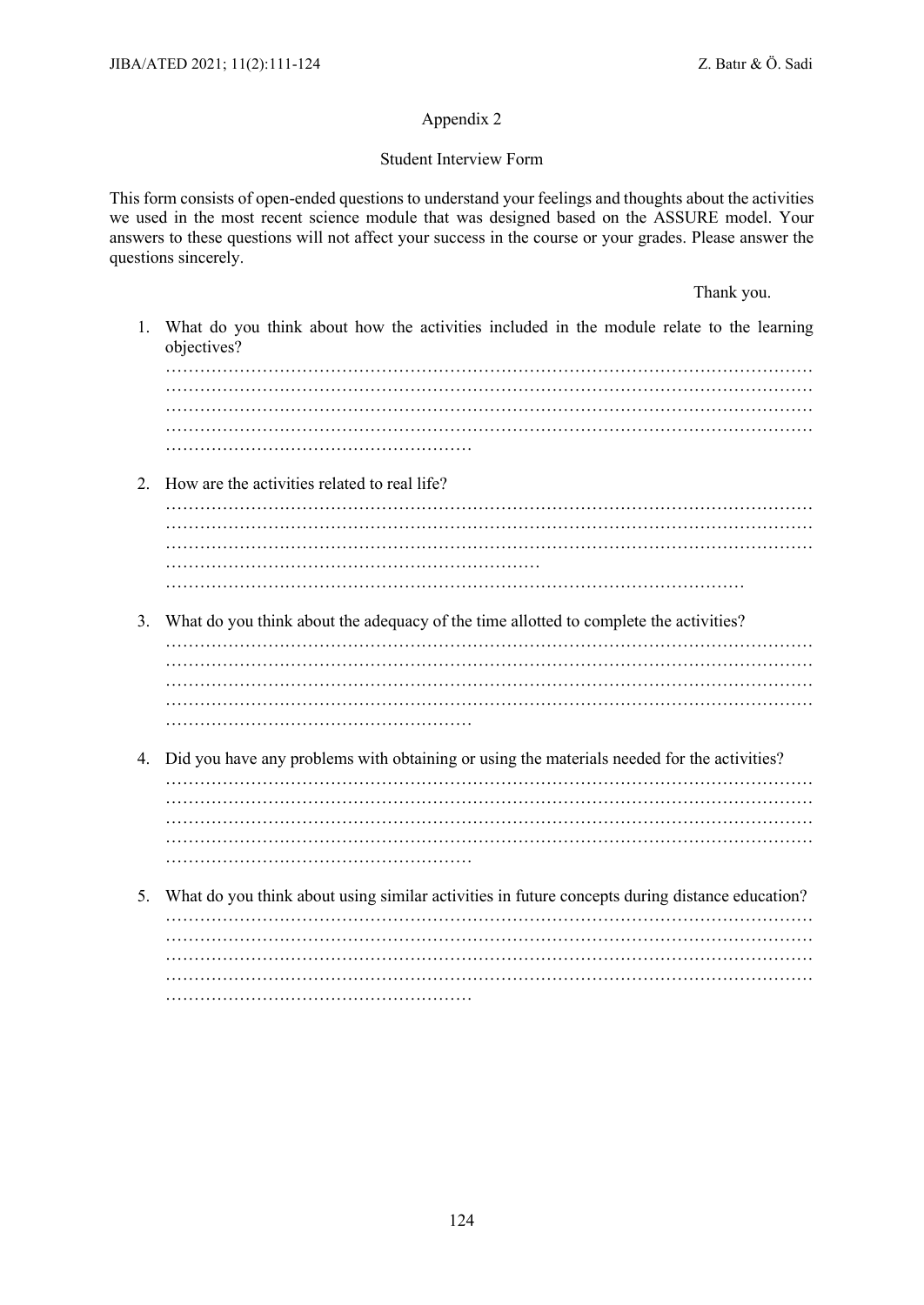## Appendix 2

### Student Interview Form

This form consists of open-ended questions to understand your feelings and thoughts about the activities we used in the most recent science module that was designed based on the ASSURE model. Your answers to these questions will not affect your success in the course or your grades. Please answer the questions sincerely.

Thank you.

1. What do you think about how the activities included in the module relate to the learning objectives?

   ……………………………………………………………………………………………………
   ……………………………………………………………………………………………………
   ……………………………………………………………………………………………………
   ……………………………………………………………………………………………………
   ………………………………………………

2. How are the activities related to real life?

   ……………………………………………………………………………………………………
   ……………………………………………………………………………………………………
   ……………………………………………………………………………………………………
   …………………………………………………………
   ……………………………………………………………………………………………

3. What do you think about the adequacy of the time allotted to complete the activities?

   ……………………………………………………………………………………………………
   ……………………………………………………………………………………………………
   ……………………………………………………………………………………………………
   ……………………………………………………………………………………………………
   ………………………………………………

4. Did you have any problems with obtaining or using the materials needed for the activities?

   ……………………………………………………………………………………………………
   ……………………………………………………………………………………………………
   ……………………………………………………………………………………………………
   ……………………………………………………………………………………………………
   ………………………………………………

5. What do you think about using similar activities in future concepts during distance education?

   ……………………………………………………………………………………………………
   ……………………………………………………………………………………………………
   ……………………………………………………………………………………………………
   ……………………………………………………………………………………………………
   ………………………………………………